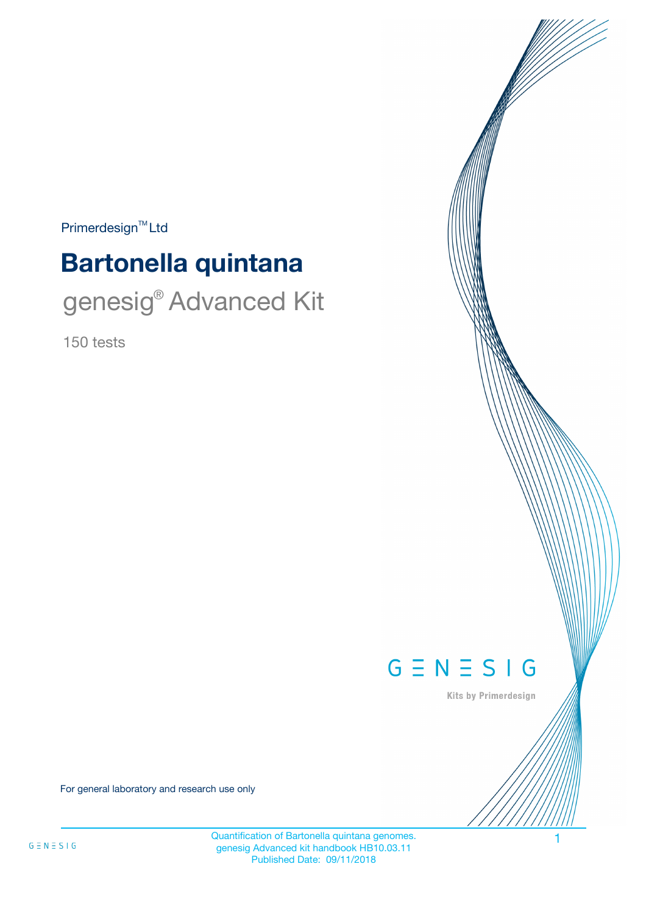Primerdesign™ Ltd

# Bartonella quintana

## genesig® Advanced Kit

150 tests

GENESIG

Kits by Primerdesign

For general laboratory and research use only

Quantification of Bartonella quintana genomes.
genesig Advanced kit handbook HB10.03.11
Published Date: 09/11/2018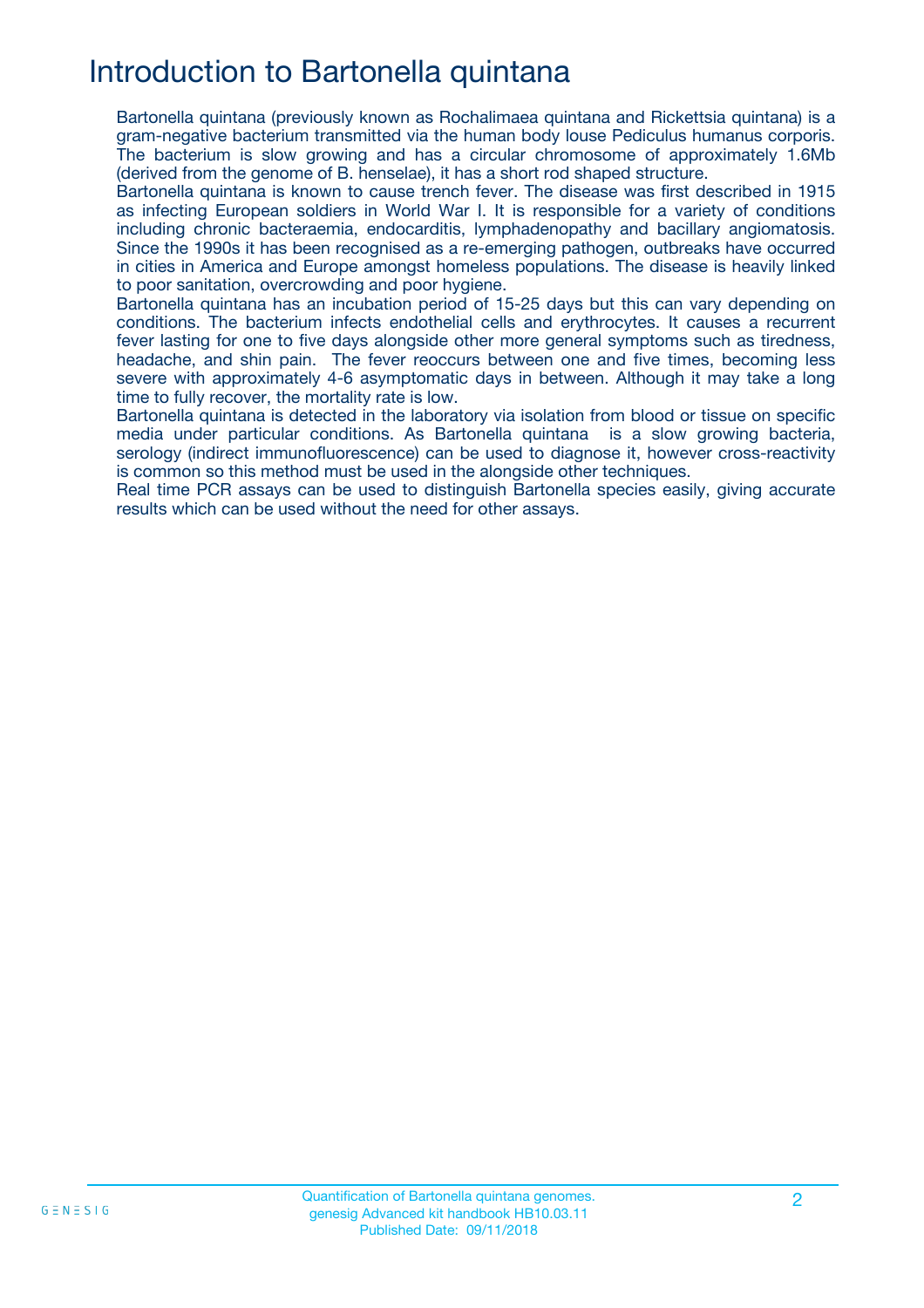# Introduction to Bartonella quintana

Bartonella quintana (previously known as Rochalimaea quintana and Rickettsia quintana) is a gram-negative bacterium transmitted via the human body louse Pediculus humanus corporis. The bacterium is slow growing and has a circular chromosome of approximately 1.6Mb (derived from the genome of B. henselae), it has a short rod shaped structure.

Bartonella quintana is known to cause trench fever. The disease was first described in 1915 as infecting European soldiers in World War I. It is responsible for a variety of conditions including chronic bacteraemia, endocarditis, lymphadenopathy and bacillary angiomatosis. Since the 1990s it has been recognised as a re-emerging pathogen, outbreaks have occurred in cities in America and Europe amongst homeless populations. The disease is heavily linked to poor sanitation, overcrowding and poor hygiene.

Bartonella quintana has an incubation period of 15-25 days but this can vary depending on conditions. The bacterium infects endothelial cells and erythrocytes. It causes a recurrent fever lasting for one to five days alongside other more general symptoms such as tiredness, headache, and shin pain. The fever reoccurs between one and five times, becoming less severe with approximately 4-6 asymptomatic days in between. Although it may take a long time to fully recover, the mortality rate is low.

Bartonella quintana is detected in the laboratory via isolation from blood or tissue on specific media under particular conditions. As Bartonella quintana is a slow growing bacteria, serology (indirect immunofluorescence) can be used to diagnose it, however cross-reactivity is common so this method must be used in the alongside other techniques.

Real time PCR assays can be used to distinguish Bartonella species easily, giving accurate results which can be used without the need for other assays.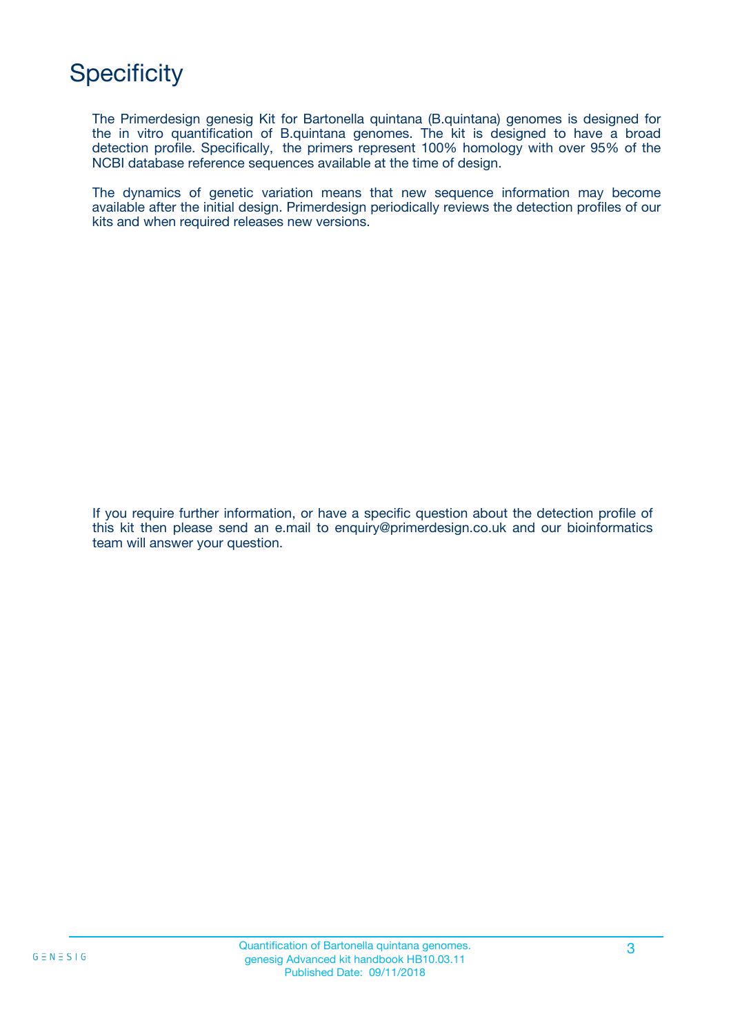# Specificity

The Primerdesign genesig Kit for Bartonella quintana (B.quintana) genomes is designed for the in vitro quantification of B.quintana genomes. The kit is designed to have a broad detection profile. Specifically, the primers represent 100% homology with over 95% of the NCBI database reference sequences available at the time of design.

The dynamics of genetic variation means that new sequence information may become available after the initial design. Primerdesign periodically reviews the detection profiles of our kits and when required releases new versions.

If you require further information, or have a specific question about the detection profile of this kit then please send an e.mail to enquiry@primerdesign.co.uk and our bioinformatics team will answer your question.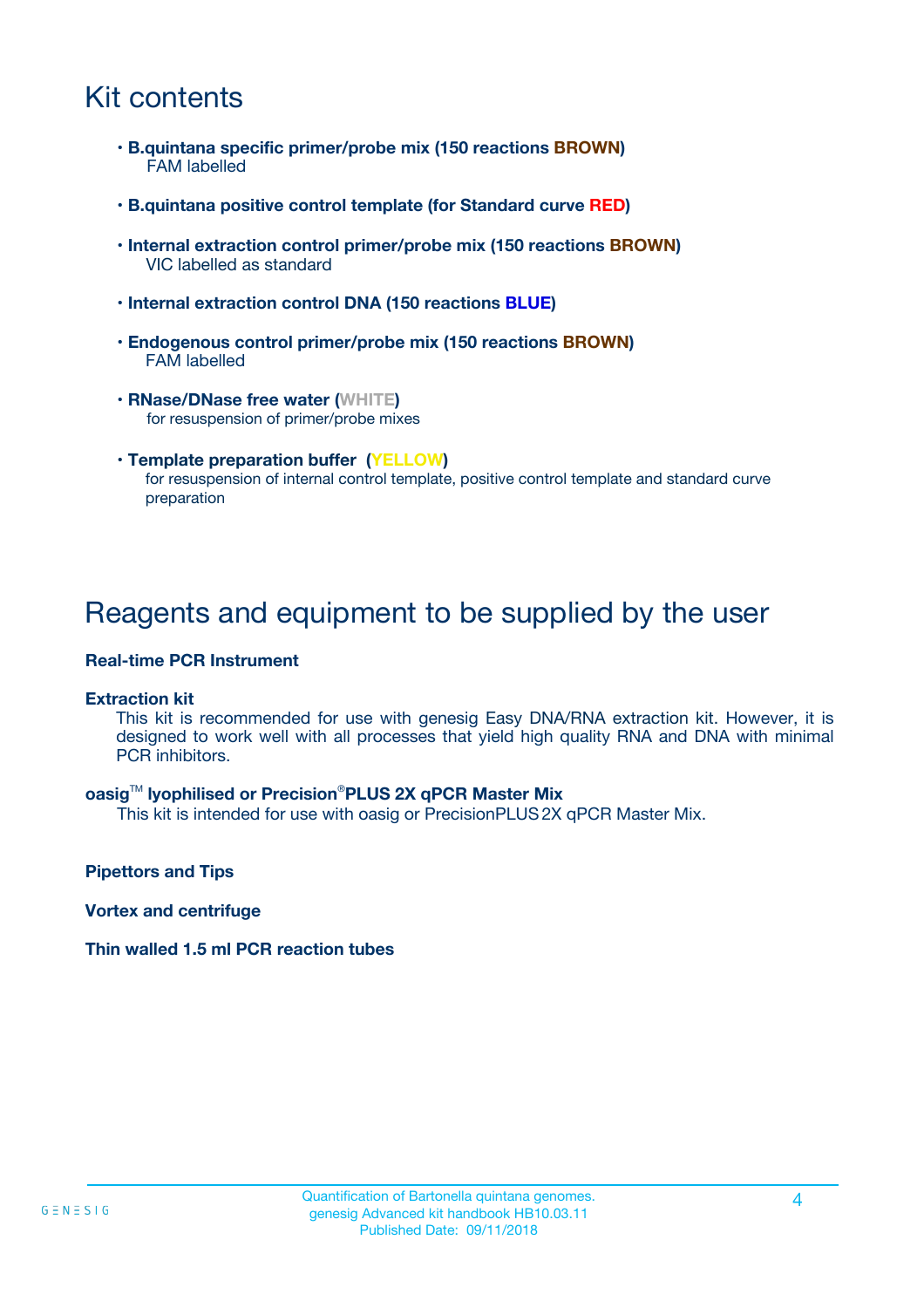## Kit contents

- **B.quintana specific primer/probe mix (150 reactions BROWN)**
  FAM labelled
- **B.quintana positive control template (for Standard curve RED)**
- **Internal extraction control primer/probe mix (150 reactions BROWN)**
  VIC labelled as standard
- **Internal extraction control DNA (150 reactions BLUE)**
- **Endogenous control primer/probe mix (150 reactions BROWN)**
  FAM labelled
- **RNase/DNase free water (WHITE)**
  for resuspension of primer/probe mixes
- **Template preparation buffer (YELLOW)**
  for resuspension of internal control template, positive control template and standard curve preparation

## Reagents and equipment to be supplied by the user

**Real-time PCR Instrument**

**Extraction kit**
This kit is recommended for use with genesig Easy DNA/RNA extraction kit. However, it is designed to work well with all processes that yield high quality RNA and DNA with minimal PCR inhibitors.

**oasig™ lyophilised or Precision®PLUS 2X qPCR Master Mix**
This kit is intended for use with oasig or PrecisionPLUS 2X qPCR Master Mix.

**Pipettors and Tips**

**Vortex and centrifuge**

**Thin walled 1.5 ml PCR reaction tubes**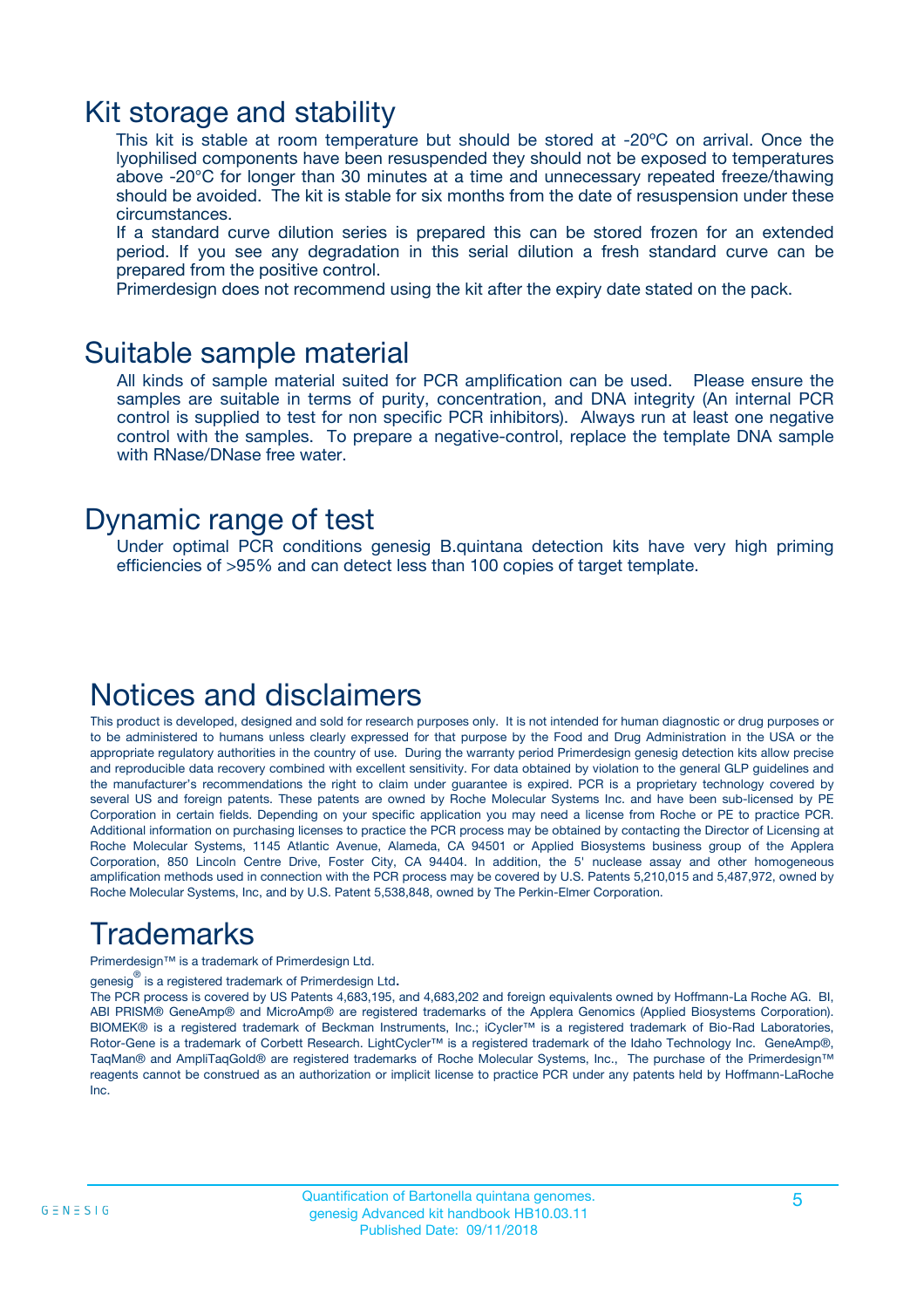## Kit storage and stability

This kit is stable at room temperature but should be stored at -20ºC on arrival. Once the lyophilised components have been resuspended they should not be exposed to temperatures above -20°C for longer than 30 minutes at a time and unnecessary repeated freeze/thawing should be avoided. The kit is stable for six months from the date of resuspension under these circumstances.

If a standard curve dilution series is prepared this can be stored frozen for an extended period. If you see any degradation in this serial dilution a fresh standard curve can be prepared from the positive control.

Primerdesign does not recommend using the kit after the expiry date stated on the pack.

## Suitable sample material

All kinds of sample material suited for PCR amplification can be used. Please ensure the samples are suitable in terms of purity, concentration, and DNA integrity (An internal PCR control is supplied to test for non specific PCR inhibitors). Always run at least one negative control with the samples. To prepare a negative-control, replace the template DNA sample with RNase/DNase free water.

## Dynamic range of test

Under optimal PCR conditions genesig B.quintana detection kits have very high priming efficiencies of >95% and can detect less than 100 copies of target template.

## Notices and disclaimers

This product is developed, designed and sold for research purposes only. It is not intended for human diagnostic or drug purposes or to be administered to humans unless clearly expressed for that purpose by the Food and Drug Administration in the USA or the appropriate regulatory authorities in the country of use. During the warranty period Primerdesign genesig detection kits allow precise and reproducible data recovery combined with excellent sensitivity. For data obtained by violation to the general GLP guidelines and the manufacturer's recommendations the right to claim under guarantee is expired. PCR is a proprietary technology covered by several US and foreign patents. These patents are owned by Roche Molecular Systems Inc. and have been sub-licensed by PE Corporation in certain fields. Depending on your specific application you may need a license from Roche or PE to practice PCR. Additional information on purchasing licenses to practice the PCR process may be obtained by contacting the Director of Licensing at Roche Molecular Systems, 1145 Atlantic Avenue, Alameda, CA 94501 or Applied Biosystems business group of the Applera Corporation, 850 Lincoln Centre Drive, Foster City, CA 94404. In addition, the 5' nuclease assay and other homogeneous amplification methods used in connection with the PCR process may be covered by U.S. Patents 5,210,015 and 5,487,972, owned by Roche Molecular Systems, Inc, and by U.S. Patent 5,538,848, owned by The Perkin-Elmer Corporation.

## Trademarks

Primerdesign™ is a trademark of Primerdesign Ltd.

genesig® is a registered trademark of Primerdesign Ltd.

The PCR process is covered by US Patents 4,683,195, and 4,683,202 and foreign equivalents owned by Hoffmann-La Roche AG. BI, ABI PRISM® GeneAmp® and MicroAmp® are registered trademarks of the Applera Genomics (Applied Biosystems Corporation). BIOMEK® is a registered trademark of Beckman Instruments, Inc.; iCycler™ is a registered trademark of Bio-Rad Laboratories, Rotor-Gene is a trademark of Corbett Research. LightCycler™ is a registered trademark of the Idaho Technology Inc. GeneAmp®, TaqMan® and AmpliTaqGold® are registered trademarks of Roche Molecular Systems, Inc., The purchase of the Primerdesign™ reagents cannot be construed as an authorization or implicit license to practice PCR under any patents held by Hoffmann-LaRoche Inc.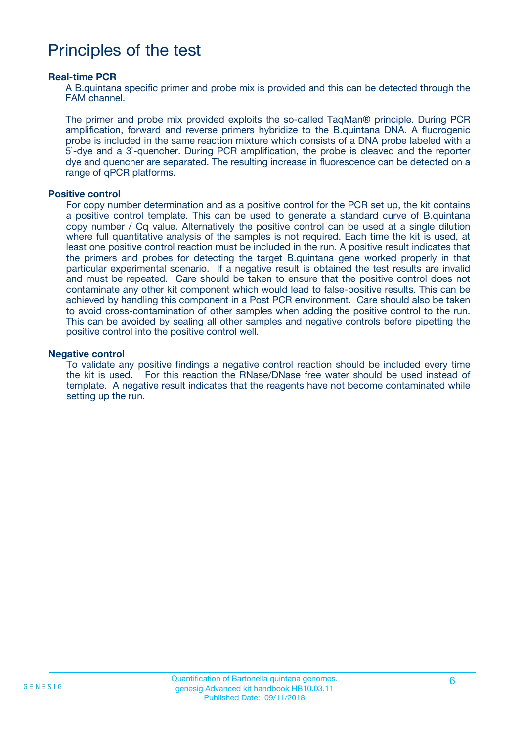# Principles of the test

### Real-time PCR

A B.quintana specific primer and probe mix is provided and this can be detected through the FAM channel.

The primer and probe mix provided exploits the so-called TaqMan® principle. During PCR amplification, forward and reverse primers hybridize to the B.quintana DNA. A fluorogenic probe is included in the same reaction mixture which consists of a DNA probe labeled with a 5`-dye and a 3`-quencher. During PCR amplification, the probe is cleaved and the reporter dye and quencher are separated. The resulting increase in fluorescence can be detected on a range of qPCR platforms.

### Positive control

For copy number determination and as a positive control for the PCR set up, the kit contains a positive control template. This can be used to generate a standard curve of B.quintana copy number / Cq value. Alternatively the positive control can be used at a single dilution where full quantitative analysis of the samples is not required. Each time the kit is used, at least one positive control reaction must be included in the run. A positive result indicates that the primers and probes for detecting the target B.quintana gene worked properly in that particular experimental scenario. If a negative result is obtained the test results are invalid and must be repeated. Care should be taken to ensure that the positive control does not contaminate any other kit component which would lead to false-positive results. This can be achieved by handling this component in a Post PCR environment. Care should also be taken to avoid cross-contamination of other samples when adding the positive control to the run. This can be avoided by sealing all other samples and negative controls before pipetting the positive control into the positive control well.

### Negative control

To validate any positive findings a negative control reaction should be included every time the kit is used. For this reaction the RNase/DNase free water should be used instead of template. A negative result indicates that the reagents have not become contaminated while setting up the run.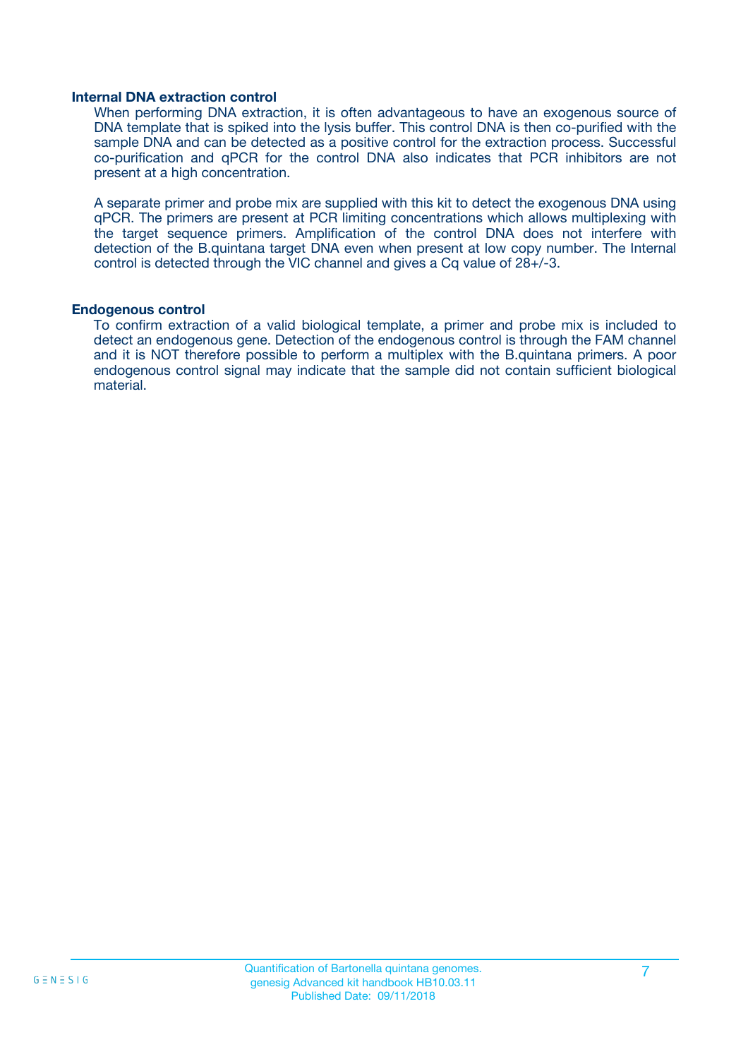**Internal DNA extraction control**

When performing DNA extraction, it is often advantageous to have an exogenous source of DNA template that is spiked into the lysis buffer. This control DNA is then co-purified with the sample DNA and can be detected as a positive control for the extraction process. Successful co-purification and qPCR for the control DNA also indicates that PCR inhibitors are not present at a high concentration.

A separate primer and probe mix are supplied with this kit to detect the exogenous DNA using qPCR. The primers are present at PCR limiting concentrations which allows multiplexing with the target sequence primers. Amplification of the control DNA does not interfere with detection of the B.quintana target DNA even when present at low copy number. The Internal control is detected through the VIC channel and gives a Cq value of 28+/-3.

**Endogenous control**

To confirm extraction of a valid biological template, a primer and probe mix is included to detect an endogenous gene. Detection of the endogenous control is through the FAM channel and it is NOT therefore possible to perform a multiplex with the B.quintana primers. A poor endogenous control signal may indicate that the sample did not contain sufficient biological material.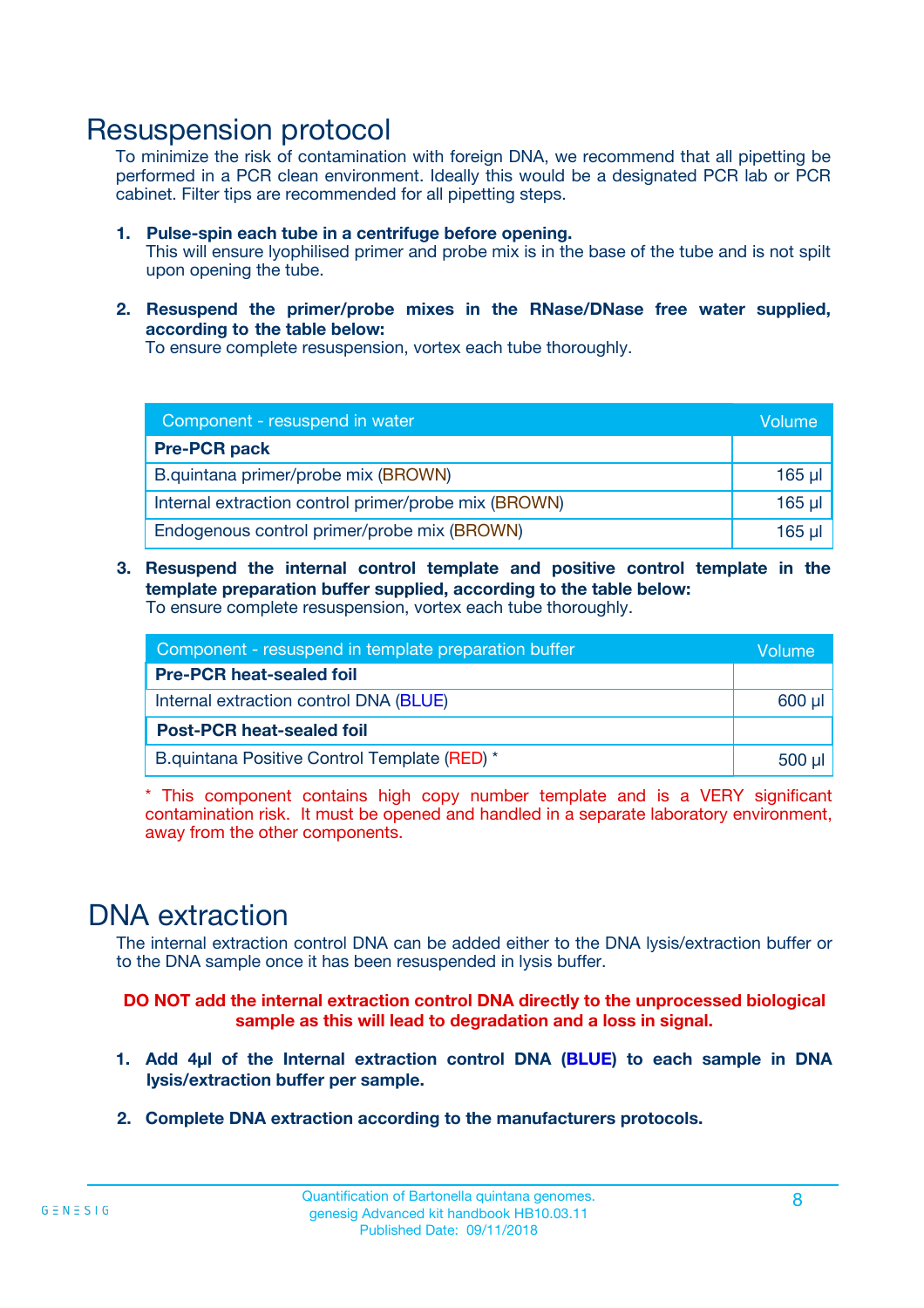# Resuspension protocol

To minimize the risk of contamination with foreign DNA, we recommend that all pipetting be performed in a PCR clean environment. Ideally this would be a designated PCR lab or PCR cabinet. Filter tips are recommended for all pipetting steps.

1. **Pulse-spin each tube in a centrifuge before opening.**
   This will ensure lyophilised primer and probe mix is in the base of the tube and is not spilt upon opening the tube.

2. **Resuspend the primer/probe mixes in the RNase/DNase free water supplied, according to the table below:**
   To ensure complete resuspension, vortex each tube thoroughly.

| Component - resuspend in water | Volume |
|---|---|
| **Pre-PCR pack** | |
| B.quintana primer/probe mix (BROWN) | 165 µl |
| Internal extraction control primer/probe mix (BROWN) | 165 µl |
| Endogenous control primer/probe mix (BROWN) | 165 µl |

3. **Resuspend the internal control template and positive control template in the template preparation buffer supplied, according to the table below:**
   To ensure complete resuspension, vortex each tube thoroughly.

| Component - resuspend in template preparation buffer | Volume |
|---|---|
| **Pre-PCR heat-sealed foil** | |
| Internal extraction control DNA (BLUE) | 600 µl |
| **Post-PCR heat-sealed foil** | |
| B.quintana Positive Control Template (RED) * | 500 µl |

* This component contains high copy number template and is a VERY significant contamination risk. It must be opened and handled in a separate laboratory environment, away from the other components.

# DNA extraction

The internal extraction control DNA can be added either to the DNA lysis/extraction buffer or to the DNA sample once it has been resuspended in lysis buffer.

**DO NOT add the internal extraction control DNA directly to the unprocessed biological sample as this will lead to degradation and a loss in signal.**

1. **Add 4µl of the Internal extraction control DNA (BLUE) to each sample in DNA lysis/extraction buffer per sample.**

2. **Complete DNA extraction according to the manufacturers protocols.**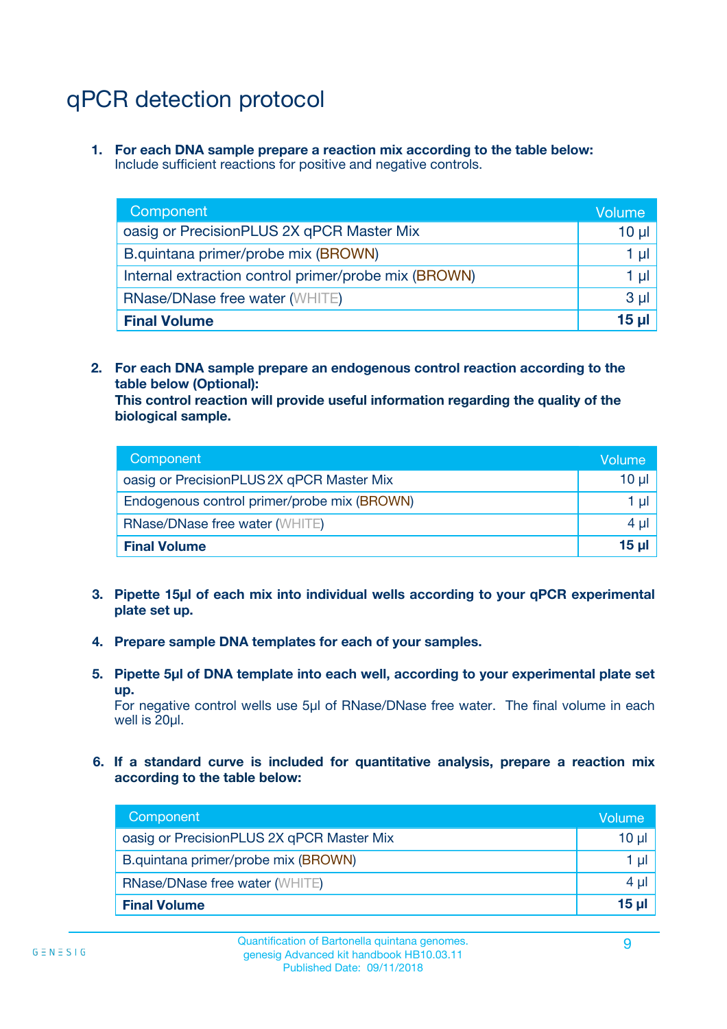# qPCR detection protocol

1. **For each DNA sample prepare a reaction mix according to the table below:**
   Include sufficient reactions for positive and negative controls.

| Component | Volume |
|---|---|
| oasig or PrecisionPLUS 2X qPCR Master Mix | 10 µl |
| B.quintana primer/probe mix (BROWN) | 1 µl |
| Internal extraction control primer/probe mix (BROWN) | 1 µl |
| RNase/DNase free water (WHITE) | 3 µl |
| **Final Volume** | **15 µl** |

2. **For each DNA sample prepare an endogenous control reaction according to the table below (Optional):**
   **This control reaction will provide useful information regarding the quality of the biological sample.**

| Component | Volume |
|---|---|
| oasig or PrecisionPLUS 2X qPCR Master Mix | 10 µl |
| Endogenous control primer/probe mix (BROWN) | 1 µl |
| RNase/DNase free water (WHITE) | 4 µl |
| **Final Volume** | **15 µl** |

3. **Pipette 15µl of each mix into individual wells according to your qPCR experimental plate set up.**

4. **Prepare sample DNA templates for each of your samples.**

5. **Pipette 5µl of DNA template into each well, according to your experimental plate set up.**
   For negative control wells use 5µl of RNase/DNase free water. The final volume in each well is 20µl.

6. **If a standard curve is included for quantitative analysis, prepare a reaction mix according to the table below:**

| Component | Volume |
|---|---|
| oasig or PrecisionPLUS 2X qPCR Master Mix | 10 µl |
| B.quintana primer/probe mix (BROWN) | 1 µl |
| RNase/DNase free water (WHITE) | 4 µl |
| **Final Volume** | **15 µl** |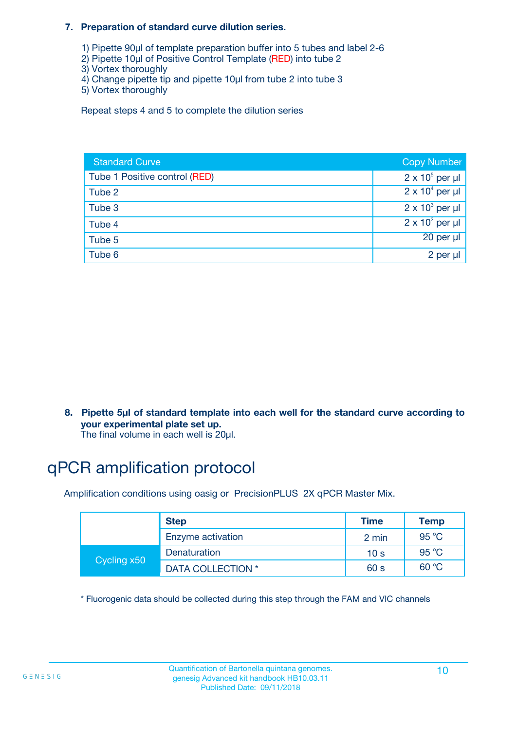**7. Preparation of standard curve dilution series.**

1) Pipette 90µl of template preparation buffer into 5 tubes and label 2-6
2) Pipette 10µl of Positive Control Template (RED) into tube 2
3) Vortex thoroughly
4) Change pipette tip and pipette 10µl from tube 2 into tube 3
5) Vortex thoroughly

Repeat steps 4 and 5 to complete the dilution series

| Standard Curve | Copy Number |
|---|---|
| Tube 1 Positive control (RED) | $2 \times 10^5$ per µl |
| Tube 2 | $2 \times 10^4$ per µl |
| Tube 3 | $2 \times 10^3$ per µl |
| Tube 4 | $2 \times 10^2$ per µl |
| Tube 5 | 20 per µl |
| Tube 6 | 2 per µl |

**8. Pipette 5µl of standard template into each well for the standard curve according to your experimental plate set up.**
The final volume in each well is 20µl.

# qPCR amplification protocol

Amplification conditions using oasig or PrecisionPLUS 2X qPCR Master Mix.

| | Step | Time | Temp |
|---|---|---|---|
| | Enzyme activation | 2 min | 95 °C |
| Cycling x50 | Denaturation | 10 s | 95 °C |
| | DATA COLLECTION * | 60 s | 60 °C |

* Fluorogenic data should be collected during this step through the FAM and VIC channels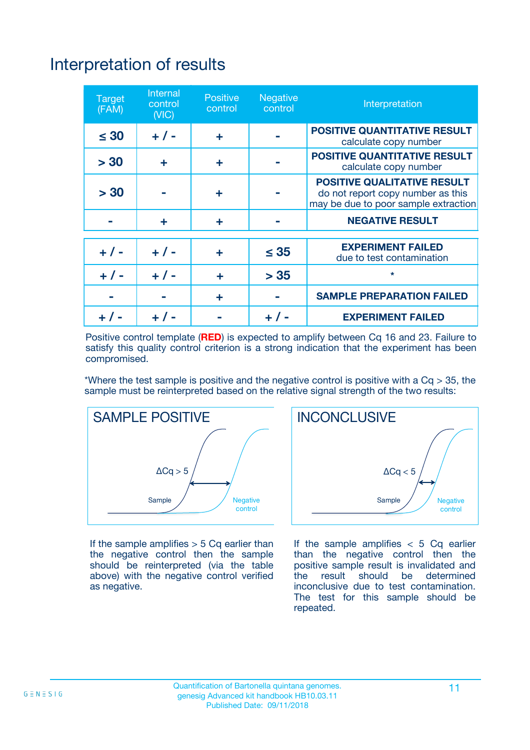# Interpretation of results

| Target (FAM) | Internal control (VIC) | Positive control | Negative control | Interpretation |
|---|---|---|---|---|
| ≤ 30 | + / - | + | - | **POSITIVE QUANTITATIVE RESULT** calculate copy number |
| > 30 | + | + | - | **POSITIVE QUANTITATIVE RESULT** calculate copy number |
| > 30 | - | + | - | **POSITIVE QUALITATIVE RESULT** do not report copy number as this may be due to poor sample extraction |
| - | + | + | - | **NEGATIVE RESULT** |
| + / - | + / - | + | ≤ 35 | **EXPERIMENT FAILED** due to test contamination |
| + / - | + / - | + | > 35 | * |
| - | - | + | - | **SAMPLE PREPARATION FAILED** |
| + / - | + / - | - | + / - | **EXPERIMENT FAILED** |

Positive control template (**RED**) is expected to amplify between Cq 16 and 23. Failure to satisfy this quality control criterion is a strong indication that the experiment has been compromised.

*Where the test sample is positive and the negative control is positive with a Cq > 35, the sample must be reinterpreted based on the relative signal strength of the two results:

**SAMPLE POSITIVE**

ΔCq > 5

Sample

Negative control

If the sample amplifies > 5 Cq earlier than the negative control then the sample should be reinterpreted (via the table above) with the negative control verified as negative.

**INCONCLUSIVE**

ΔCq < 5

Sample

Negative control

If the sample amplifies < 5 Cq earlier than the negative control then the positive sample result is invalidated and the result should be determined inconclusive due to test contamination. The test for this sample should be repeated.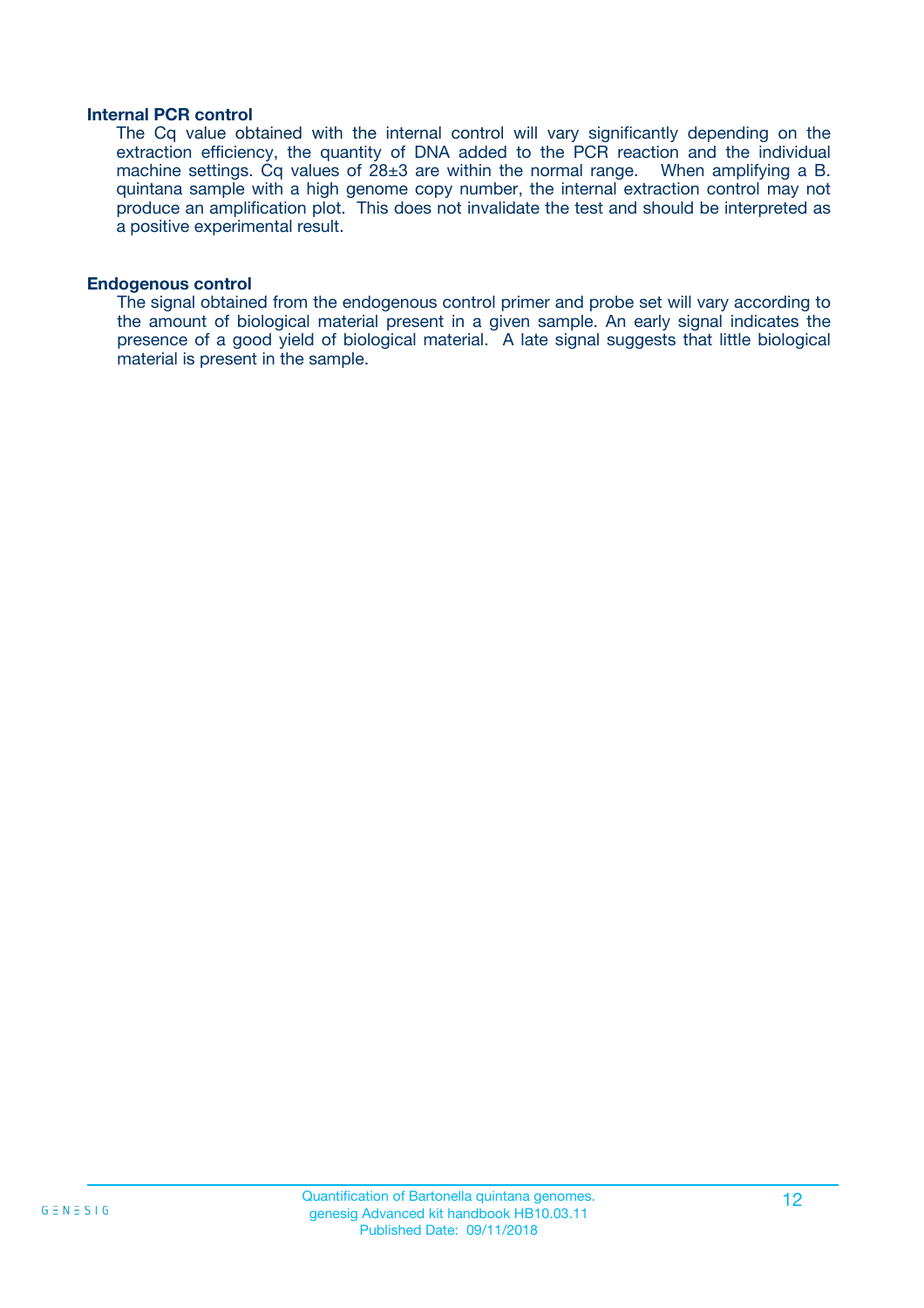### Internal PCR control

The Cq value obtained with the internal control will vary significantly depending on the extraction efficiency, the quantity of DNA added to the PCR reaction and the individual machine settings. Cq values of 28±3 are within the normal range. When amplifying a B. quintana sample with a high genome copy number, the internal extraction control may not produce an amplification plot. This does not invalidate the test and should be interpreted as a positive experimental result.

### Endogenous control

The signal obtained from the endogenous control primer and probe set will vary according to the amount of biological material present in a given sample. An early signal indicates the presence of a good yield of biological material. A late signal suggests that little biological material is present in the sample.